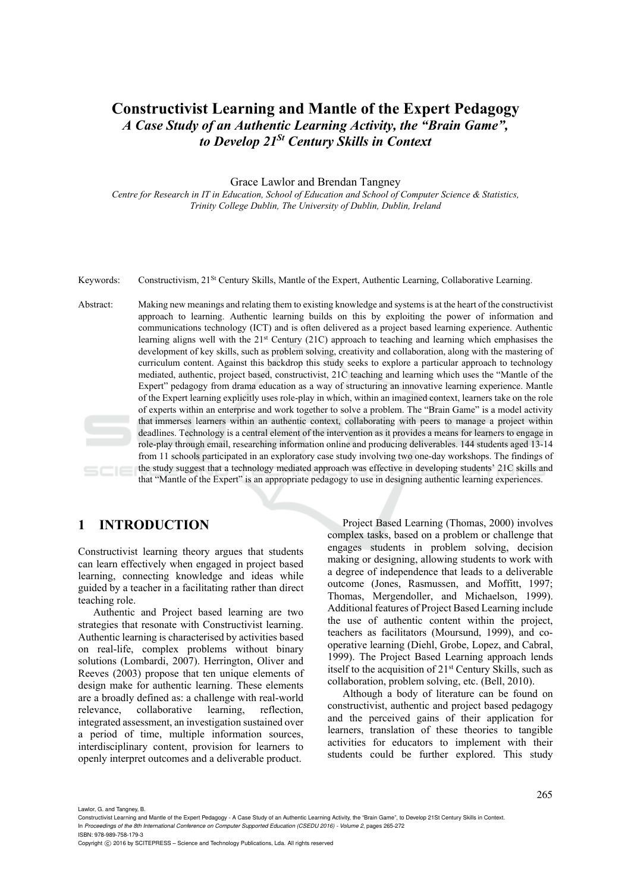# Constructivist Learning and Mantle of the Expert Pedagogy

## *A Case Study of an Authentic Learning Activity, the "Brain Game", to Develop 21St Century Skills in Context*

Grace Lawlor and Brendan Tangney

*Centre for Research in IT in Education, School of Education and School of Computer Science & Statistics, Trinity College Dublin, The University of Dublin, Dublin, Ireland*

Keywords: Constructivism, 21St Century Skills, Mantle of the Expert, Authentic Learning, Collaborative Learning.

Abstract: Making new meanings and relating them to existing knowledge and systems is at the heart of the constructivist approach to learning. Authentic learning builds on this by exploiting the power of information and communications technology (ICT) and is often delivered as a project based learning experience. Authentic learning aligns well with the 21st Century (21C) approach to teaching and learning which emphasises the development of key skills, such as problem solving, creativity and collaboration, along with the mastering of curriculum content. Against this backdrop this study seeks to explore a particular approach to technology mediated, authentic, project based, constructivist, 21C teaching and learning which uses the "Mantle of the Expert" pedagogy from drama education as a way of structuring an innovative learning experience. Mantle of the Expert learning explicitly uses role-play in which, within an imagined context, learners take on the role of experts within an enterprise and work together to solve a problem. The "Brain Game" is a model activity that immerses learners within an authentic context, collaborating with peers to manage a project within deadlines. Technology is a central element of the intervention as it provides a means for learners to engage in role-play through email, researching information online and producing deliverables. 144 students aged 13-14 from 11 schools participated in an exploratory case study involving two one-day workshops. The findings of the study suggest that a technology mediated approach was effective in developing students' 21C skills and that "Mantle of the Expert" is an appropriate pedagogy to use in designing authentic learning experiences.

## 1 INTRODUCTION

Constructivist learning theory argues that students can learn effectively when engaged in project based learning, connecting knowledge and ideas while guided by a teacher in a facilitating rather than direct teaching role.

Authentic and Project based learning are two strategies that resonate with Constructivist learning. Authentic learning is characterised by activities based on real-life, complex problems without binary solutions (Lombardi, 2007). Herrington, Oliver and Reeves (2003) propose that ten unique elements of design make for authentic learning. These elements are a broadly defined as: a challenge with real-world relevance, collaborative learning, reflection, integrated assessment, an investigation sustained over a period of time, multiple information sources, interdisciplinary content, provision for learners to openly interpret outcomes and a deliverable product.

Project Based Learning (Thomas, 2000) involves complex tasks, based on a problem or challenge that engages students in problem solving, decision making or designing, allowing students to work with a degree of independence that leads to a deliverable outcome (Jones, Rasmussen, and Moffitt, 1997; Thomas, Mergendoller, and Michaelson, 1999). Additional features of Project Based Learning include the use of authentic content within the project, teachers as facilitators (Moursund, 1999), and co-operative learning (Diehl, Grobe, Lopez, and Cabral, 1999). The Project Based Learning approach lends itself to the acquisition of 21st Century Skills, such as collaboration, problem solving, etc. (Bell, 2010).

Although a body of literature can be found on constructivist, authentic and project based pedagogy and the perceived gains of their application for learners, translation of these theories to tangible activities for educators to implement with their students could be further explored. This study

Lawlor, G. and Tangney, B.
Constructivist Learning and Mantle of the Expert Pedagogy - A Case Study of an Authentic Learning Activity, the "Brain Game", to Develop 21St Century Skills in Context.
In *Proceedings of the 8th International Conference on Computer Supported Education (CSEDU 2016) - Volume 2*, pages 265-272
ISBN: 978-989-758-179-3
Copyright © 2016 by SCITEPRESS – Science and Technology Publications, Lda. All rights reserved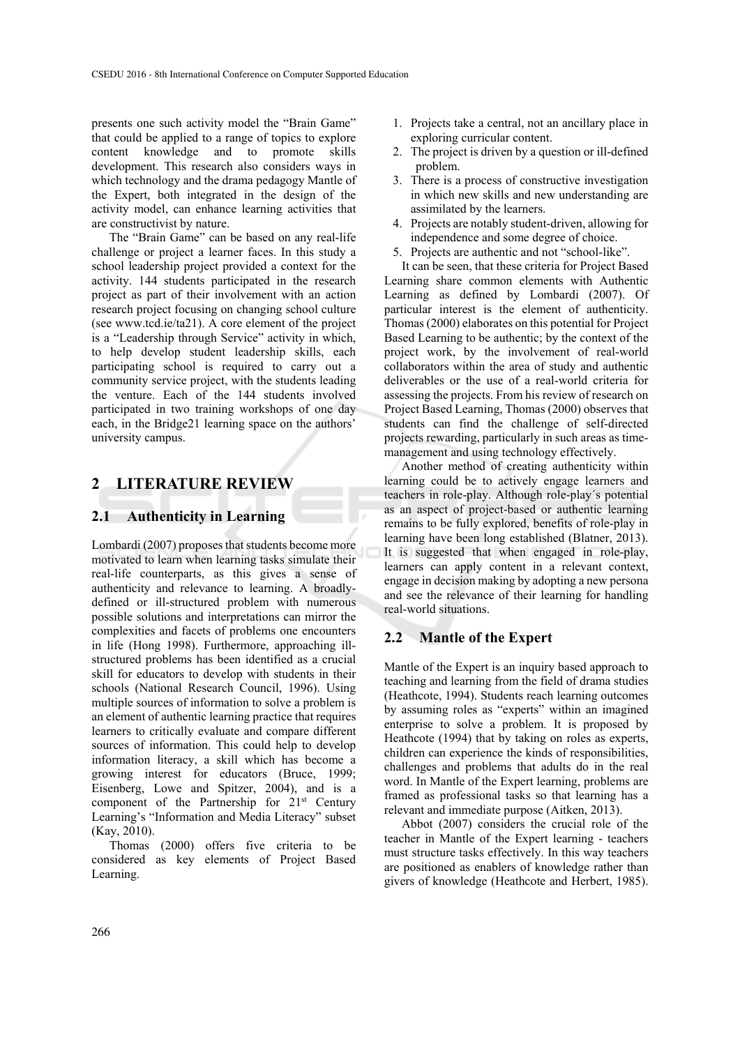presents one such activity model the "Brain Game" that could be applied to a range of topics to explore content knowledge and to promote skills development. This research also considers ways in which technology and the drama pedagogy Mantle of the Expert, both integrated in the design of the activity model, can enhance learning activities that are constructivist by nature.

The "Brain Game" can be based on any real-life challenge or project a learner faces. In this study a school leadership project provided a context for the activity. 144 students participated in the research project as part of their involvement with an action research project focusing on changing school culture (see www.tcd.ie/ta21). A core element of the project is a "Leadership through Service" activity in which, to help develop student leadership skills, each participating school is required to carry out a community service project, with the students leading the venture. Each of the 144 students involved participated in two training workshops of one day each, in the Bridge21 learning space on the authors' university campus.

## 2 LITERATURE REVIEW

### 2.1 Authenticity in Learning

Lombardi (2007) proposes that students become more motivated to learn when learning tasks simulate their real-life counterparts, as this gives a sense of authenticity and relevance to learning. A broadly-defined or ill-structured problem with numerous possible solutions and interpretations can mirror the complexities and facets of problems one encounters in life (Hong 1998). Furthermore, approaching ill-structured problems has been identified as a crucial skill for educators to develop with students in their schools (National Research Council, 1996). Using multiple sources of information to solve a problem is an element of authentic learning practice that requires learners to critically evaluate and compare different sources of information. This could help to develop information literacy, a skill which has become a growing interest for educators (Bruce, 1999; Eisenberg, Lowe and Spitzer, 2004), and is a component of the Partnership for 21st Century Learning's "Information and Media Literacy" subset (Kay, 2010).

Thomas (2000) offers five criteria to be considered as key elements of Project Based Learning.

1. Projects take a central, not an ancillary place in exploring curricular content.
2. The project is driven by a question or ill-defined problem.
3. There is a process of constructive investigation in which new skills and new understanding are assimilated by the learners.
4. Projects are notably student-driven, allowing for independence and some degree of choice.
5. Projects are authentic and not "school-like".

It can be seen, that these criteria for Project Based Learning share common elements with Authentic Learning as defined by Lombardi (2007). Of particular interest is the element of authenticity. Thomas (2000) elaborates on this potential for Project Based Learning to be authentic; by the context of the project work, by the involvement of real-world collaborators within the area of study and authentic deliverables or the use of a real-world criteria for assessing the projects. From his review of research on Project Based Learning, Thomas (2000) observes that students can find the challenge of self-directed projects rewarding, particularly in such areas as time-management and using technology effectively.

Another method of creating authenticity within learning could be to actively engage learners and teachers in role-play. Although role-play´s potential as an aspect of project-based or authentic learning remains to be fully explored, benefits of role-play in learning have been long established (Blatner, 2013). It is suggested that when engaged in role-play, learners can apply content in a relevant context, engage in decision making by adopting a new persona and see the relevance of their learning for handling real-world situations.

### 2.2 Mantle of the Expert

Mantle of the Expert is an inquiry based approach to teaching and learning from the field of drama studies (Heathcote, 1994). Students reach learning outcomes by assuming roles as "experts" within an imagined enterprise to solve a problem. It is proposed by Heathcote (1994) that by taking on roles as experts, children can experience the kinds of responsibilities, challenges and problems that adults do in the real word. In Mantle of the Expert learning, problems are framed as professional tasks so that learning has a relevant and immediate purpose (Aitken, 2013).

Abbot (2007) considers the crucial role of the teacher in Mantle of the Expert learning - teachers must structure tasks effectively. In this way teachers are positioned as enablers of knowledge rather than givers of knowledge (Heathcote and Herbert, 1985).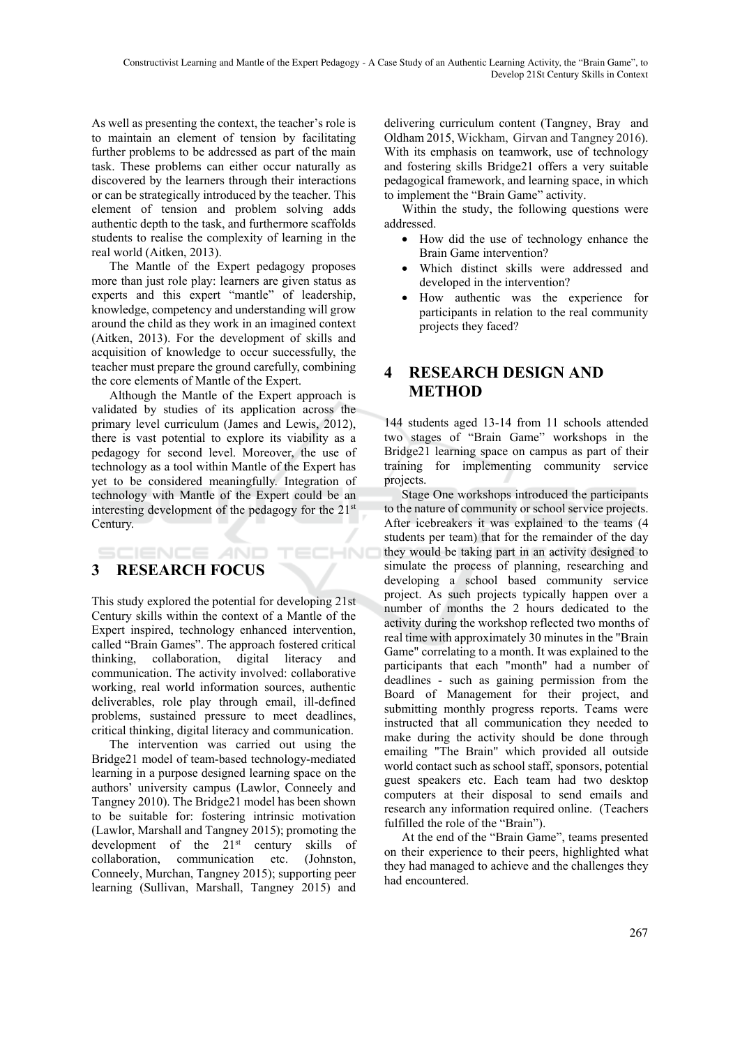As well as presenting the context, the teacher's role is to maintain an element of tension by facilitating further problems to be addressed as part of the main task. These problems can either occur naturally as discovered by the learners through their interactions or can be strategically introduced by the teacher. This element of tension and problem solving adds authentic depth to the task, and furthermore scaffolds students to realise the complexity of learning in the real world (Aitken, 2013).

The Mantle of the Expert pedagogy proposes more than just role play: learners are given status as experts and this expert "mantle" of leadership, knowledge, competency and understanding will grow around the child as they work in an imagined context (Aitken, 2013). For the development of skills and acquisition of knowledge to occur successfully, the teacher must prepare the ground carefully, combining the core elements of Mantle of the Expert.

Although the Mantle of the Expert approach is validated by studies of its application across the primary level curriculum (James and Lewis, 2012), there is vast potential to explore its viability as a pedagogy for second level. Moreover, the use of technology as a tool within Mantle of the Expert has yet to be considered meaningfully. Integration of technology with Mantle of the Expert could be an interesting development of the pedagogy for the 21st Century.

## 3 RESEARCH FOCUS

This study explored the potential for developing 21st Century skills within the context of a Mantle of the Expert inspired, technology enhanced intervention, called "Brain Games". The approach fostered critical thinking, collaboration, digital literacy and communication. The activity involved: collaborative working, real world information sources, authentic deliverables, role play through email, ill-defined problems, sustained pressure to meet deadlines, critical thinking, digital literacy and communication.

The intervention was carried out using the Bridge21 model of team-based technology-mediated learning in a purpose designed learning space on the authors' university campus (Lawlor, Conneely and Tangney 2010). The Bridge21 model has been shown to be suitable for: fostering intrinsic motivation (Lawlor, Marshall and Tangney 2015); promoting the development of the 21st century skills of collaboration, communication etc. (Johnston, Conneely, Murchan, Tangney 2015); supporting peer learning (Sullivan, Marshall, Tangney 2015) and delivering curriculum content (Tangney, Bray and Oldham 2015, Wickham, Girvan and Tangney 2016). With its emphasis on teamwork, use of technology and fostering skills Bridge21 offers a very suitable pedagogical framework, and learning space, in which to implement the "Brain Game" activity.

Within the study, the following questions were addressed.

- How did the use of technology enhance the Brain Game intervention?
- Which distinct skills were addressed and developed in the intervention?
- How authentic was the experience for participants in relation to the real community projects they faced?

## 4 RESEARCH DESIGN AND METHOD

144 students aged 13-14 from 11 schools attended two stages of "Brain Game" workshops in the Bridge21 learning space on campus as part of their training for implementing community service projects.

Stage One workshops introduced the participants to the nature of community or school service projects. After icebreakers it was explained to the teams (4 students per team) that for the remainder of the day they would be taking part in an activity designed to simulate the process of planning, researching and developing a school based community service project. As such projects typically happen over a number of months the 2 hours dedicated to the activity during the workshop reflected two months of real time with approximately 30 minutes in the "Brain Game" correlating to a month. It was explained to the participants that each "month" had a number of deadlines - such as gaining permission from the Board of Management for their project, and submitting monthly progress reports. Teams were instructed that all communication they needed to make during the activity should be done through emailing "The Brain" which provided all outside world contact such as school staff, sponsors, potential guest speakers etc. Each team had two desktop computers at their disposal to send emails and research any information required online. (Teachers fulfilled the role of the "Brain").

At the end of the "Brain Game", teams presented on their experience to their peers, highlighted what they had managed to achieve and the challenges they had encountered.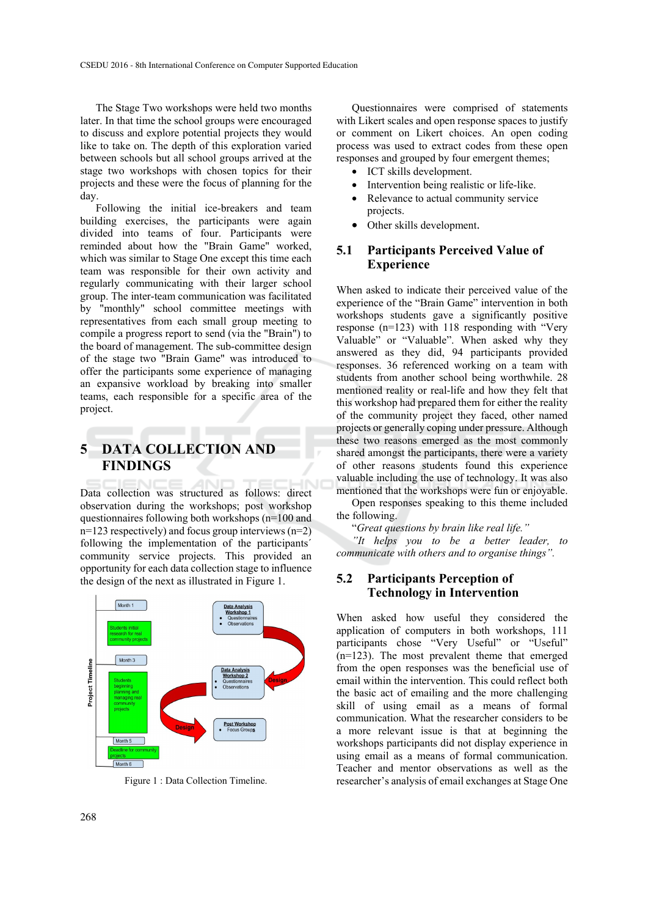The Stage Two workshops were held two months later. In that time the school groups were encouraged to discuss and explore potential projects they would like to take on. The depth of this exploration varied between schools but all school groups arrived at the stage two workshops with chosen topics for their projects and these were the focus of planning for the day.

Following the initial ice-breakers and team building exercises, the participants were again divided into teams of four. Participants were reminded about how the "Brain Game" worked, which was similar to Stage One except this time each team was responsible for their own activity and regularly communicating with their larger school group. The inter-team communication was facilitated by "monthly" school committee meetings with representatives from each small group meeting to compile a progress report to send (via the "Brain") to the board of management. The sub-committee design of the stage two "Brain Game" was introduced to offer the participants some experience of managing an expansive workload by breaking into smaller teams, each responsible for a specific area of the project.

# 5 DATA COLLECTION AND FINDINGS

Data collection was structured as follows: direct observation during the workshops; post workshop questionnaires following both workshops (n=100 and n=123 respectively) and focus group interviews (n=2) following the implementation of the participants´ community service projects. This provided an opportunity for each data collection stage to influence the design of the next as illustrated in Figure 1.

Figure 1 : Data Collection Timeline.

Questionnaires were comprised of statements with Likert scales and open response spaces to justify or comment on Likert choices. An open coding process was used to extract codes from these open responses and grouped by four emergent themes;

- ICT skills development.
- Intervention being realistic or life-like.
- Relevance to actual community service projects.
- Other skills development.

## 5.1 Participants Perceived Value of Experience

When asked to indicate their perceived value of the experience of the "Brain Game" intervention in both workshops students gave a significantly positive response (n=123) with 118 responding with "Very Valuable" or "Valuable". When asked why they answered as they did, 94 participants provided responses. 36 referenced working on a team with students from another school being worthwhile. 28 mentioned reality or real-life and how they felt that this workshop had prepared them for either the reality of the community project they faced, other named projects or generally coping under pressure. Although these two reasons emerged as the most commonly shared amongst the participants, there were a variety of other reasons students found this experience valuable including the use of technology. It was also mentioned that the workshops were fun or enjoyable.

Open responses speaking to this theme included the following.

"*Great questions by brain like real life.*"

*"It helps you to be a better leader, to communicate with others and to organise things".*

## 5.2 Participants Perception of Technology in Intervention

When asked how useful they considered the application of computers in both workshops, 111 participants chose "Very Useful" or "Useful" (n=123). The most prevalent theme that emerged from the open responses was the beneficial use of email within the intervention. This could reflect both the basic act of emailing and the more challenging skill of using email as a means of formal communication. What the researcher considers to be a more relevant issue is that at beginning the workshops participants did not display experience in using email as a means of formal communication. Teacher and mentor observations as well as the researcher's analysis of email exchanges at Stage One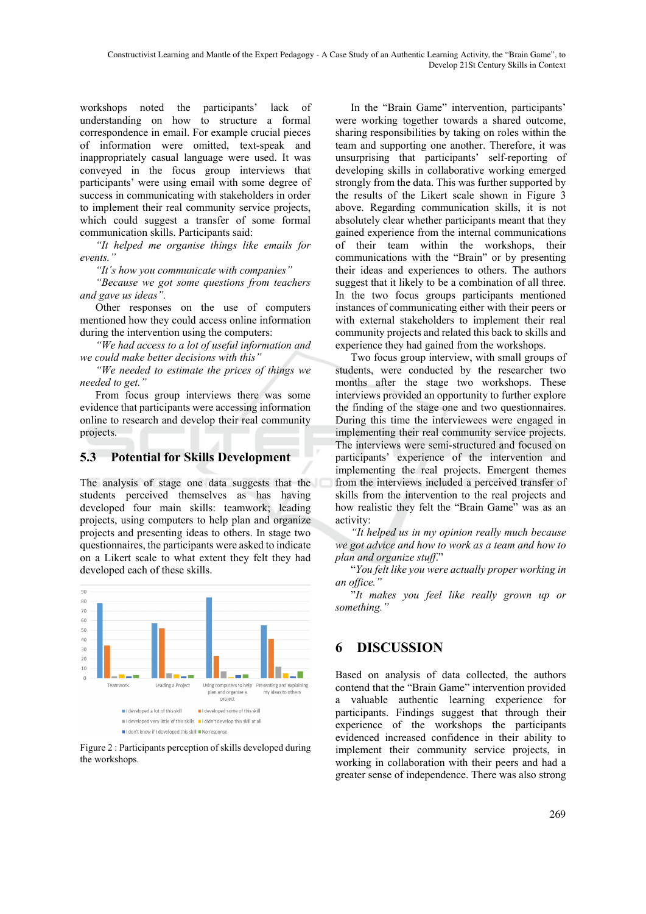workshops noted the participants' lack of understanding on how to structure a formal correspondence in email. For example crucial pieces of information were omitted, text-speak and inappropriately casual language were used. It was conveyed in the focus group interviews that participants' were using email with some degree of success in communicating with stakeholders in order to implement their real community service projects, which could suggest a transfer of some formal communication skills. Participants said:

*"It helped me organise things like emails for events."*

*"It's how you communicate with companies"*

*"Because we got some questions from teachers and gave us ideas".*

Other responses on the use of computers mentioned how they could access online information during the intervention using the computers:

*"We had access to a lot of useful information and we could make better decisions with this"*

*"We needed to estimate the prices of things we needed to get."*

From focus group interviews there was some evidence that participants were accessing information online to research and develop their real community projects.

## 5.3 Potential for Skills Development

The analysis of stage one data suggests that the students perceived themselves as has having developed four main skills: teamwork; leading projects, using computers to help plan and organize projects and presenting ideas to others. In stage two questionnaires, the participants were asked to indicate on a Likert scale to what extent they felt they had developed each of these skills.

Figure 2 : Participants perception of skills developed during the workshops.

In the "Brain Game" intervention, participants' were working together towards a shared outcome, sharing responsibilities by taking on roles within the team and supporting one another. Therefore, it was unsurprising that participants' self-reporting of developing skills in collaborative working emerged strongly from the data. This was further supported by the results of the Likert scale shown in Figure 3 above. Regarding communication skills, it is not absolutely clear whether participants meant that they gained experience from the internal communications of their team within the workshops, their communications with the "Brain" or by presenting their ideas and experiences to others. The authors suggest that it likely to be a combination of all three. In the two focus groups participants mentioned instances of communicating either with their peers or with external stakeholders to implement their real community service projects and related this back to skills and experience they had gained from the workshops.

Two focus group interview, with small groups of students, were conducted by the researcher two months after the stage two workshops. These interviews provided an opportunity to further explore the finding of the stage one and two questionnaires. During this time the interviewees were engaged in implementing their real community service projects. The interviews were semi-structured and focused on participants' experience of the intervention and implementing the real projects. Emergent themes from the interviews included a perceived transfer of skills from the intervention to the real projects and how realistic they felt the "Brain Game" was as an activity:

*"It helped us in my opinion really much because we got advice and how to work as a team and how to plan and organize stuff."*

"*You felt like you were actually proper working in an office."*

"*It makes you feel like really grown up or something."*

# 6 DISCUSSION

Based on analysis of data collected, the authors contend that the "Brain Game" intervention provided a valuable authentic learning experience for participants. Findings suggest that through their experience of the workshops the participants evidenced increased confidence in their ability to implement their community service projects, in working in collaboration with their peers and had a greater sense of independence. There was also strong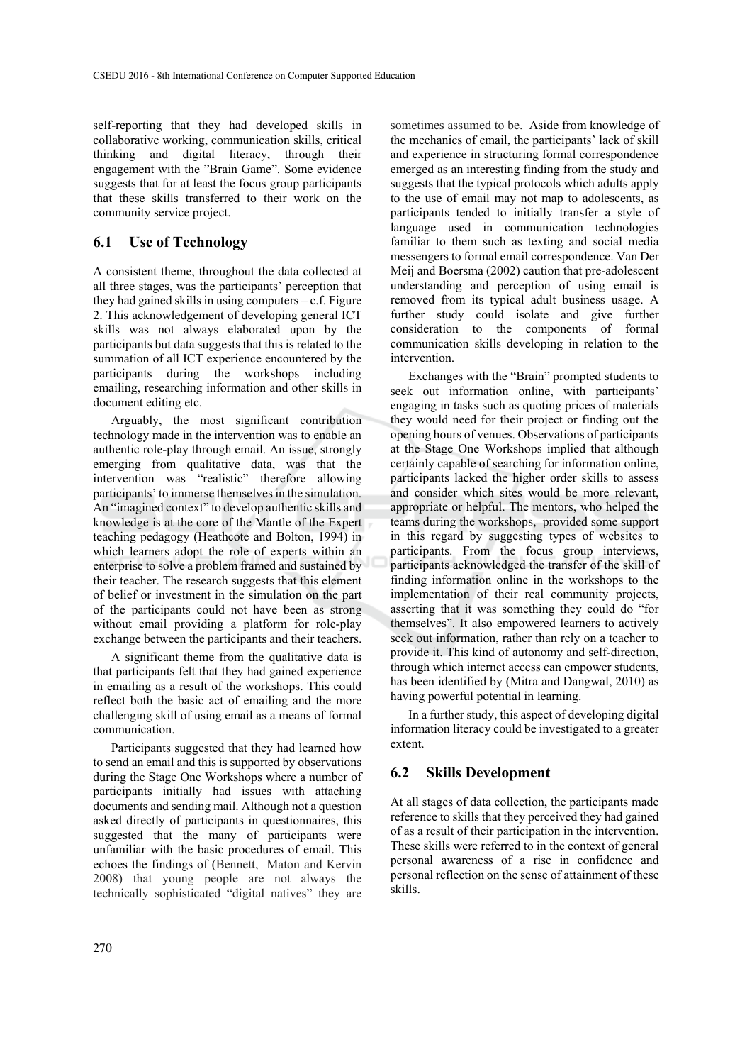self-reporting that they had developed skills in collaborative working, communication skills, critical thinking and digital literacy, through their engagement with the "Brain Game". Some evidence suggests that for at least the focus group participants that these skills transferred to their work on the community service project.

## 6.1 Use of Technology

A consistent theme, throughout the data collected at all three stages, was the participants' perception that they had gained skills in using computers – c.f. Figure 2. This acknowledgement of developing general ICT skills was not always elaborated upon by the participants but data suggests that this is related to the summation of all ICT experience encountered by the participants during the workshops including emailing, researching information and other skills in document editing etc.

Arguably, the most significant contribution technology made in the intervention was to enable an authentic role-play through email. An issue, strongly emerging from qualitative data, was that the intervention was "realistic" therefore allowing participants' to immerse themselves in the simulation. An "imagined context" to develop authentic skills and knowledge is at the core of the Mantle of the Expert teaching pedagogy (Heathcote and Bolton, 1994) in which learners adopt the role of experts within an enterprise to solve a problem framed and sustained by their teacher. The research suggests that this element of belief or investment in the simulation on the part of the participants could not have been as strong without email providing a platform for role-play exchange between the participants and their teachers.

A significant theme from the qualitative data is that participants felt that they had gained experience in emailing as a result of the workshops. This could reflect both the basic act of emailing and the more challenging skill of using email as a means of formal communication.

Participants suggested that they had learned how to send an email and this is supported by observations during the Stage One Workshops where a number of participants initially had issues with attaching documents and sending mail. Although not a question asked directly of participants in questionnaires, this suggested that the many of participants were unfamiliar with the basic procedures of email. This echoes the findings of (Bennett, Maton and Kervin 2008) that young people are not always the technically sophisticated "digital natives" they are sometimes assumed to be. Aside from knowledge of the mechanics of email, the participants' lack of skill and experience in structuring formal correspondence emerged as an interesting finding from the study and suggests that the typical protocols which adults apply to the use of email may not map to adolescents, as participants tended to initially transfer a style of language used in communication technologies familiar to them such as texting and social media messengers to formal email correspondence. Van Der Meij and Boersma (2002) caution that pre-adolescent understanding and perception of using email is removed from its typical adult business usage. A further study could isolate and give further consideration to the components of formal communication skills developing in relation to the intervention.

Exchanges with the "Brain" prompted students to seek out information online, with participants' engaging in tasks such as quoting prices of materials they would need for their project or finding out the opening hours of venues. Observations of participants at the Stage One Workshops implied that although certainly capable of searching for information online, participants lacked the higher order skills to assess and consider which sites would be more relevant, appropriate or helpful. The mentors, who helped the teams during the workshops, provided some support in this regard by suggesting types of websites to participants. From the focus group interviews, participants acknowledged the transfer of the skill of finding information online in the workshops to the implementation of their real community projects, asserting that it was something they could do "for themselves". It also empowered learners to actively seek out information, rather than rely on a teacher to provide it. This kind of autonomy and self-direction, through which internet access can empower students, has been identified by (Mitra and Dangwal, 2010) as having powerful potential in learning.

In a further study, this aspect of developing digital information literacy could be investigated to a greater extent.

## 6.2 Skills Development

At all stages of data collection, the participants made reference to skills that they perceived they had gained of as a result of their participation in the intervention. These skills were referred to in the context of general personal awareness of a rise in confidence and personal reflection on the sense of attainment of these skills.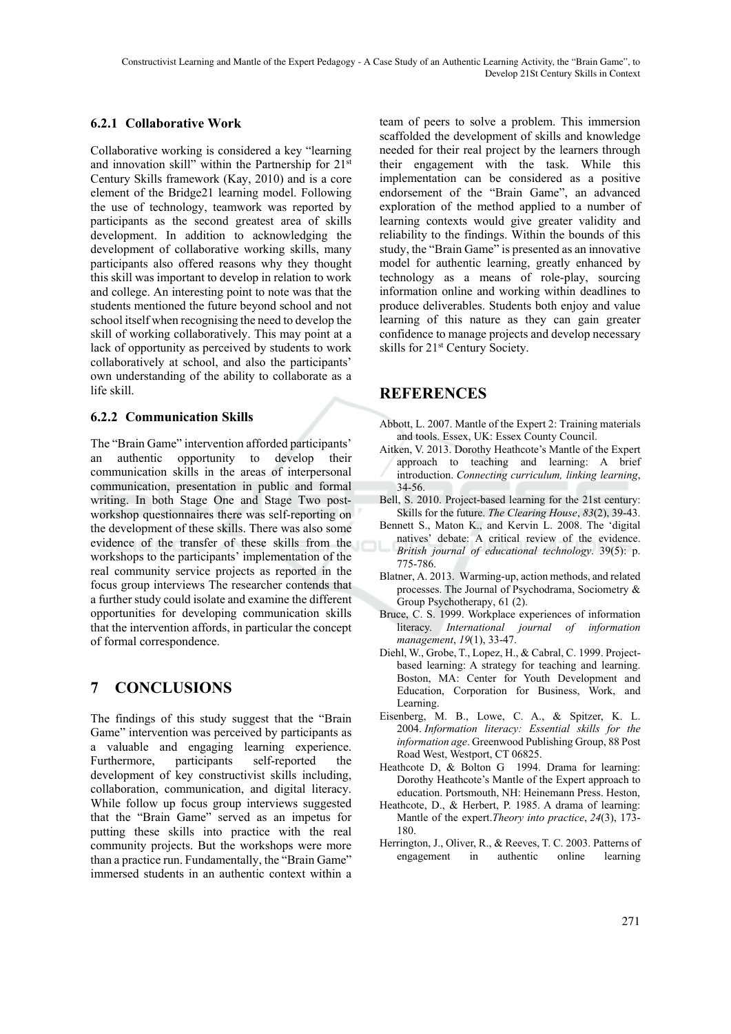### 6.2.1 Collaborative Work

Collaborative working is considered a key "learning and innovation skill" within the Partnership for 21st Century Skills framework (Kay, 2010) and is a core element of the Bridge21 learning model. Following the use of technology, teamwork was reported by participants as the second greatest area of skills development. In addition to acknowledging the development of collaborative working skills, many participants also offered reasons why they thought this skill was important to develop in relation to work and college. An interesting point to note was that the students mentioned the future beyond school and not school itself when recognising the need to develop the skill of working collaboratively. This may point at a lack of opportunity as perceived by students to work collaboratively at school, and also the participants' own understanding of the ability to collaborate as a life skill.

### 6.2.2 Communication Skills

The "Brain Game" intervention afforded participants' an authentic opportunity to develop their communication skills in the areas of interpersonal communication, presentation in public and formal writing. In both Stage One and Stage Two post-workshop questionnaires there was self-reporting on the development of these skills. There was also some evidence of the transfer of these skills from the workshops to the participants' implementation of the real community service projects as reported in the focus group interviews The researcher contends that a further study could isolate and examine the different opportunities for developing communication skills that the intervention affords, in particular the concept of formal correspondence.

## 7 CONCLUSIONS

The findings of this study suggest that the "Brain Game" intervention was perceived by participants as a valuable and engaging learning experience. Furthermore, participants self-reported the development of key constructivist skills including, collaboration, communication, and digital literacy. While follow up focus group interviews suggested that the "Brain Game" served as an impetus for putting these skills into practice with the real community projects. But the workshops were more than a practice run. Fundamentally, the "Brain Game" immersed students in an authentic context within a team of peers to solve a problem. This immersion scaffolded the development of skills and knowledge needed for their real project by the learners through their engagement with the task. While this implementation can be considered as a positive endorsement of the "Brain Game", an advanced exploration of the method applied to a number of learning contexts would give greater validity and reliability to the findings. Within the bounds of this study, the "Brain Game" is presented as an innovative model for authentic learning, greatly enhanced by technology as a means of role-play, sourcing information online and working within deadlines to produce deliverables. Students both enjoy and value learning of this nature as they can gain greater confidence to manage projects and develop necessary skills for 21st Century Society.

## REFERENCES

Abbott, L. 2007. Mantle of the Expert 2: Training materials and tools. Essex, UK: Essex County Council.

Aitken, V. 2013. Dorothy Heathcote's Mantle of the Expert approach to teaching and learning: A brief introduction. *Connecting curriculum, linking learning*, 34-56.

Bell, S. 2010. Project-based learning for the 21st century: Skills for the future. *The Clearing House*, *83*(2), 39-43.

Bennett S., Maton K., and Kervin L. 2008. The 'digital natives' debate: A critical review of the evidence. *British journal of educational technology*. 39(5): p. 775-786.

Blatner, A. 2013. Warming-up, action methods, and related processes. The Journal of Psychodrama, Sociometry & Group Psychotherapy, 61 (2).

Bruce, C. S. 1999. Workplace experiences of information literacy. *International journal of information management*, *19*(1), 33-47.

Diehl, W., Grobe, T., Lopez, H., & Cabral, C. 1999. Project-based learning: A strategy for teaching and learning. Boston, MA: Center for Youth Development and Education, Corporation for Business, Work, and Learning.

Eisenberg, M. B., Lowe, C. A., & Spitzer, K. L. 2004. *Information literacy: Essential skills for the information age*. Greenwood Publishing Group, 88 Post Road West, Westport, CT 06825.

Heathcote D, & Bolton G 1994. Drama for learning: Dorothy Heathcote's Mantle of the Expert approach to education. Portsmouth, NH: Heinemann Press. Heston,

Heathcote, D., & Herbert, P. 1985. A drama of learning: Mantle of the expert.*Theory into practice*, *24*(3), 173-180.

Herrington, J., Oliver, R., & Reeves, T. C. 2003. Patterns of engagement in authentic online learning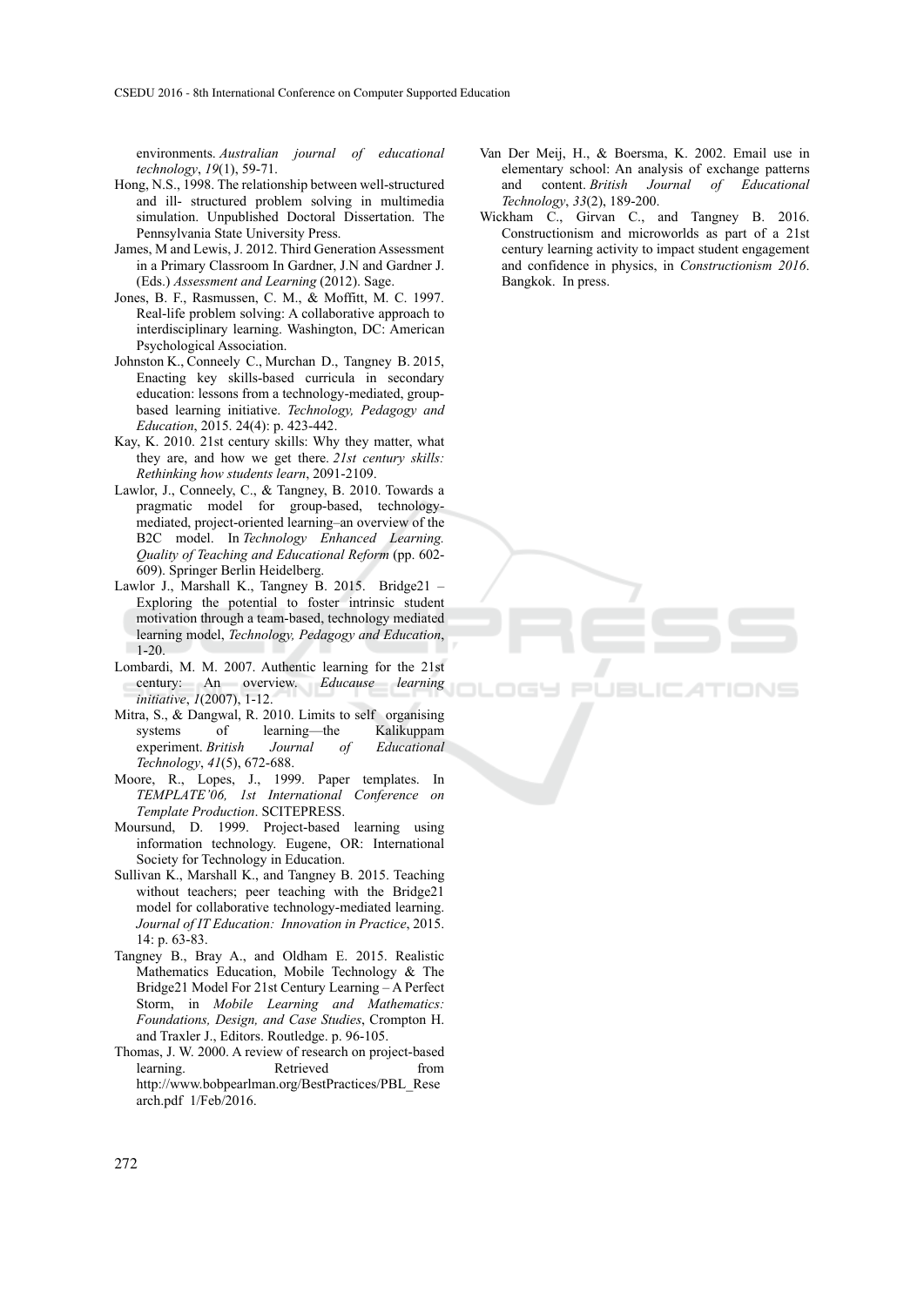environments. *Australian journal of educational technology*, *19*(1), 59-71.

Hong, N.S., 1998. The relationship between well-structured and ill- structured problem solving in multimedia simulation. Unpublished Doctoral Dissertation. The Pennsylvania State University Press.

James, M and Lewis, J. 2012. Third Generation Assessment in a Primary Classroom In Gardner, J.N and Gardner J. (Eds.) *Assessment and Learning* (2012). Sage.

Jones, B. F., Rasmussen, C. M., & Moffitt, M. C. 1997. Real-life problem solving: A collaborative approach to interdisciplinary learning. Washington, DC: American Psychological Association.

Johnston K., Conneely C., Murchan D., Tangney B. 2015, Enacting key skills-based curricula in secondary education: lessons from a technology-mediated, group-based learning initiative. *Technology, Pedagogy and Education*, 2015. 24(4): p. 423-442.

Kay, K. 2010. 21st century skills: Why they matter, what they are, and how we get there. *21st century skills: Rethinking how students learn*, 2091-2109.

Lawlor, J., Conneely, C., & Tangney, B. 2010. Towards a pragmatic model for group-based, technology-mediated, project-oriented learning–an overview of the B2C model. In *Technology Enhanced Learning. Quality of Teaching and Educational Reform* (pp. 602-609). Springer Berlin Heidelberg.

Lawlor J., Marshall K., Tangney B. 2015. Bridge21 – Exploring the potential to foster intrinsic student motivation through a team-based, technology mediated learning model, *Technology, Pedagogy and Education*, 1-20.

Lombardi, M. M. 2007. Authentic learning for the 21st century: An overview. *Educause learning initiative*, *1*(2007), 1-12.

Mitra, S., & Dangwal, R. 2010. Limits to self organising systems of learning—the Kalikuppam experiment. *British Journal of Educational Technology*, *41*(5), 672-688.

Moore, R., Lopes, J., 1999. Paper templates. In *TEMPLATE'06, 1st International Conference on Template Production*. SCITEPRESS.

Moursund, D. 1999. Project-based learning using information technology. Eugene, OR: International Society for Technology in Education.

Sullivan K., Marshall K., and Tangney B. 2015. Teaching without teachers; peer teaching with the Bridge21 model for collaborative technology-mediated learning. *Journal of IT Education: Innovation in Practice*, 2015. 14: p. 63-83.

Tangney B., Bray A., and Oldham E. 2015. Realistic Mathematics Education, Mobile Technology & The Bridge21 Model For 21st Century Learning – A Perfect Storm, in *Mobile Learning and Mathematics: Foundations, Design, and Case Studies*, Crompton H. and Traxler J., Editors. Routledge. p. 96-105.

Thomas, J. W. 2000. A review of research on project-based learning. Retrieved from http://www.bobpearlman.org/BestPractices/PBL_Research.pdf 1/Feb/2016.

Van Der Meij, H., & Boersma, K. 2002. Email use in elementary school: An analysis of exchange patterns and content. *British Journal of Educational Technology*, *33*(2), 189-200.

Wickham C., Girvan C., and Tangney B. 2016. Constructionism and microworlds as part of a 21st century learning activity to impact student engagement and confidence in physics, in *Constructionism 2016*. Bangkok. In press.